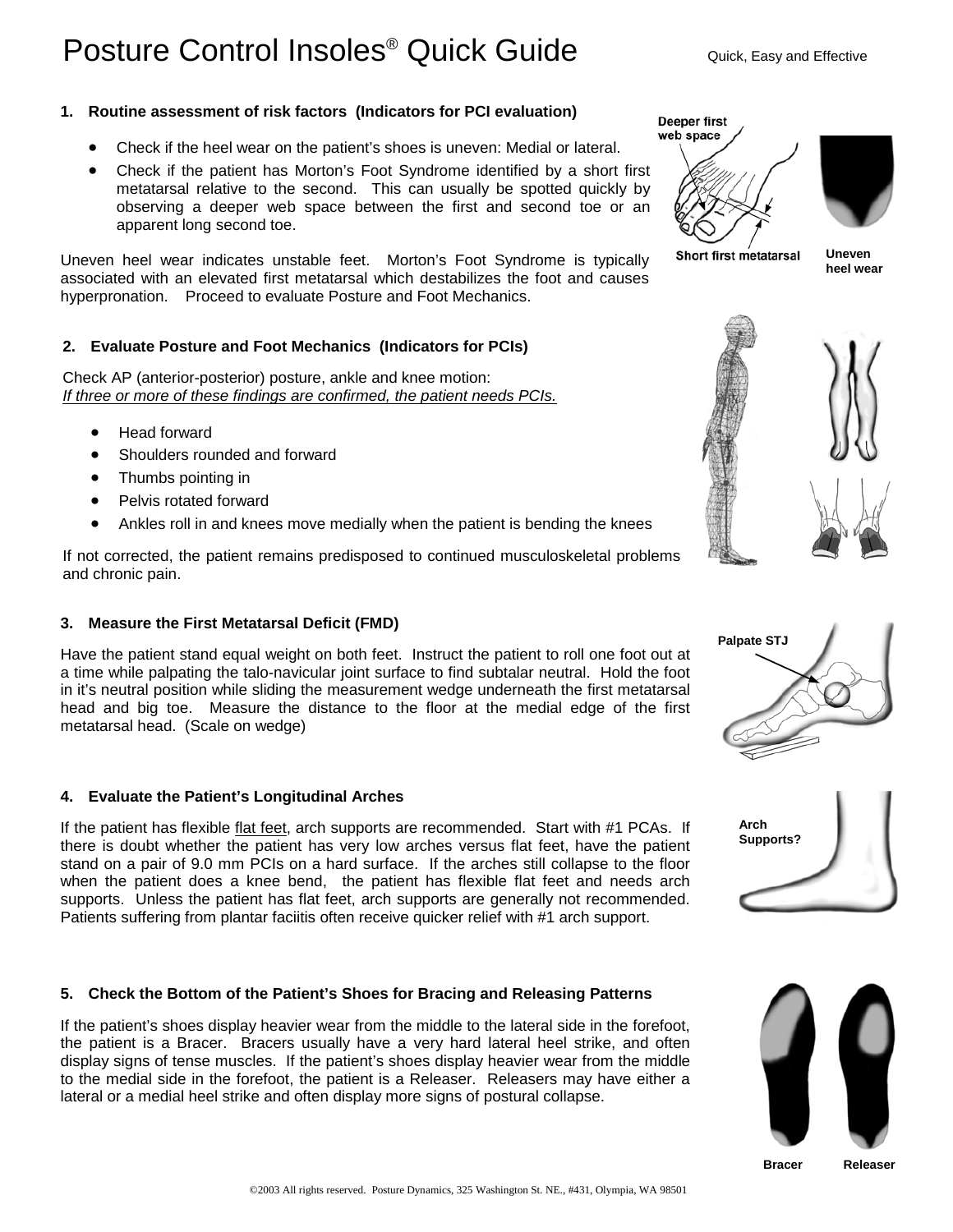# Posture Control Insoles® Quick Guide

Quick, Easy and Effective

### 1. Routine assessment of risk factors (Indicators for PCI evaluation)

- Check if the heel wear on the patient's shoes is uneven: Medial or lateral.
- Check if the patient has Morton's Foot Syndrome identified by a short first metatarsal relative to the second. This can usually be spotted quickly by observing a deeper web space between the first and second toe or an apparent long second toe.

Uneven heel wear indicates unstable feet. Morton's Foot Syndrome is typically associated with an elevated first metatarsal which destabilizes the foot and causes hyperpronation. Proceed to evaluate Posture and Foot Mechanics.

Deeper first web space

Short first metatarsal

Uneven heel wear

### 2. Evaluate Posture and Foot Mechanics (Indicators for PCIs)

Check AP (anterior-posterior) posture, ankle and knee motion:
*If three or more of these findings are confirmed, the patient needs PCIs.*

- Head forward
- Shoulders rounded and forward
- Thumbs pointing in
- Pelvis rotated forward
- Ankles roll in and knees move medially when the patient is bending the knees

If not corrected, the patient remains predisposed to continued musculoskeletal problems and chronic pain.

### 3. Measure the First Metatarsal Deficit (FMD)

Have the patient stand equal weight on both feet. Instruct the patient to roll one foot out at a time while palpating the talo-navicular joint surface to find subtalar neutral. Hold the foot in it's neutral position while sliding the measurement wedge underneath the first metatarsal head and big toe. Measure the distance to the floor at the medial edge of the first metatarsal head. (Scale on wedge)

Palpate STJ

### 4. Evaluate the Patient's Longitudinal Arches

If the patient has flexible flat feet, arch supports are recommended. Start with #1 PCAs. If there is doubt whether the patient has very low arches versus flat feet, have the patient stand on a pair of 9.0 mm PCIs on a hard surface. If the arches still collapse to the floor when the patient does a knee bend, the patient has flexible flat feet and needs arch supports. Unless the patient has flat feet, arch supports are generally not recommended. Patients suffering from plantar faciitis often receive quicker relief with #1 arch support.

Arch Supports?

### 5. Check the Bottom of the Patient's Shoes for Bracing and Releasing Patterns

If the patient's shoes display heavier wear from the middle to the lateral side in the forefoot, the patient is a Bracer. Bracers usually have a very hard lateral heel strike, and often display signs of tense muscles. If the patient's shoes display heavier wear from the middle to the medial side in the forefoot, the patient is a Releaser. Releasers may have either a lateral or a medial heel strike and often display more signs of postural collapse.

Bracer Releaser

©2003 All rights reserved. Posture Dynamics, 325 Washington St. NE., #431, Olympia, WA 98501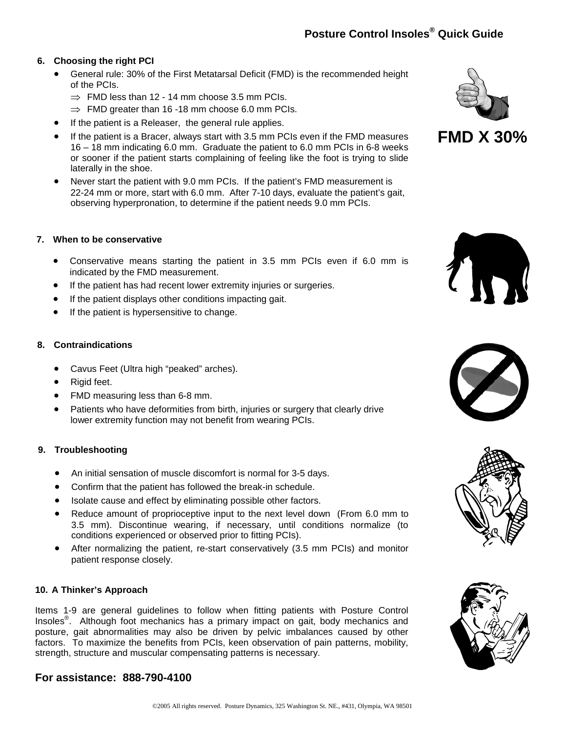### 6. Choosing the right PCI

- General rule: 30% of the First Metatarsal Deficit (FMD) is the recommended height of the PCIs.
  - ⇒ FMD less than 12 - 14 mm choose 3.5 mm PCIs.
  - ⇒ FMD greater than 16 -18 mm choose 6.0 mm PCIs.
- If the patient is a Releaser, the general rule applies.
- If the patient is a Bracer, always start with 3.5 mm PCIs even if the FMD measures 16 – 18 mm indicating 6.0 mm. Graduate the patient to 6.0 mm PCIs in 6-8 weeks or sooner if the patient starts complaining of feeling like the foot is trying to slide laterally in the shoe.
- Never start the patient with 9.0 mm PCIs. If the patient's FMD measurement is 22-24 mm or more, start with 6.0 mm. After 7-10 days, evaluate the patient's gait, observing hyperpronation, to determine if the patient needs 9.0 mm PCIs.

**FMD X 30%**

### 7. When to be conservative

- Conservative means starting the patient in 3.5 mm PCIs even if 6.0 mm is indicated by the FMD measurement.
- If the patient has had recent lower extremity injuries or surgeries.
- If the patient displays other conditions impacting gait.
- If the patient is hypersensitive to change.

### 8. Contraindications

- Cavus Feet (Ultra high "peaked" arches).
- Rigid feet.
- FMD measuring less than 6-8 mm.
- Patients who have deformities from birth, injuries or surgery that clearly drive lower extremity function may not benefit from wearing PCIs.

### 9. Troubleshooting

- An initial sensation of muscle discomfort is normal for 3-5 days.
- Confirm that the patient has followed the break-in schedule.
- Isolate cause and effect by eliminating possible other factors.
- Reduce amount of proprioceptive input to the next level down (From 6.0 mm to 3.5 mm). Discontinue wearing, if necessary, until conditions normalize (to conditions experienced or observed prior to fitting PCIs).
- After normalizing the patient, re-start conservatively (3.5 mm PCIs) and monitor patient response closely.

### 10. A Thinker's Approach

Items 1-9 are general guidelines to follow when fitting patients with Posture Control Insoles®. Although foot mechanics has a primary impact on gait, body mechanics and posture, gait abnormalities may also be driven by pelvic imbalances caused by other factors. To maximize the benefits from PCIs, keen observation of pain patterns, mobility, strength, structure and muscular compensating patterns is necessary.

## For assistance: 888-790-4100

©2005 All rights reserved. Posture Dynamics, 325 Washington St. NE., #431, Olympia, WA 98501